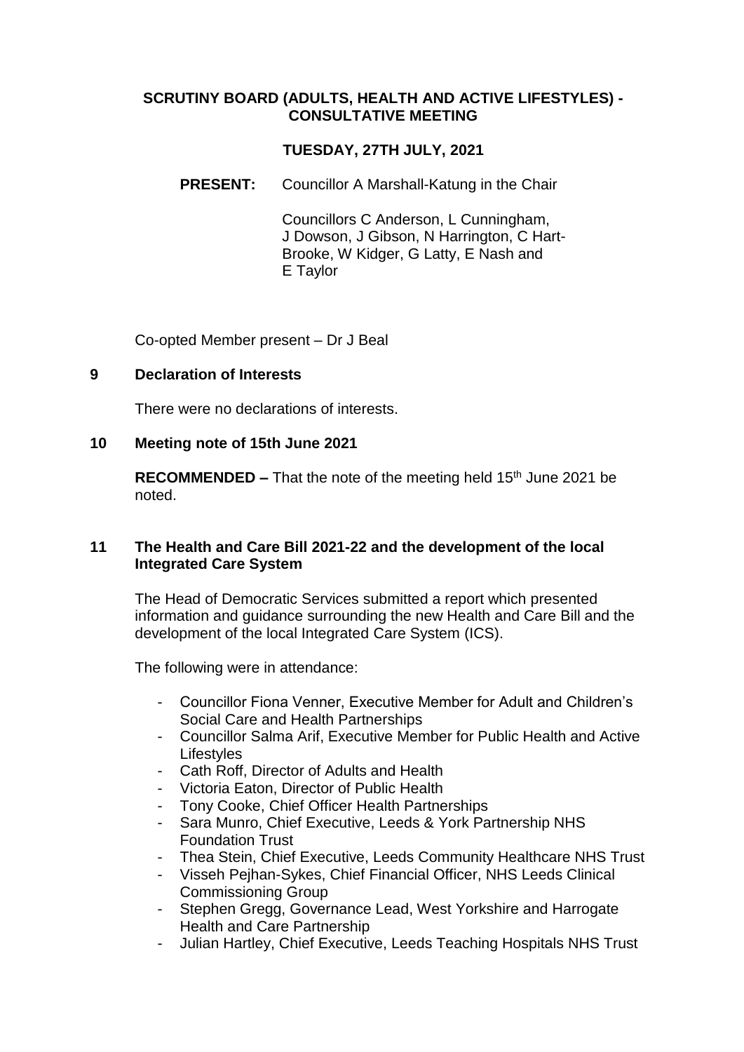# SCRUTINY BOARD (ADULTS, HEALTH AND ACTIVE LIFESTYLES) - CONSULTATIVE MEETING

## TUESDAY, 27TH JULY, 2021

**PRESENT:** Councillor A Marshall-Katung in the Chair

Councillors C Anderson, L Cunningham, J Dowson, J Gibson, N Harrington, C Hart-Brooke, W Kidger, G Latty, E Nash and E Taylor

Co-opted Member present – Dr J Beal

### 9 Declaration of Interests

There were no declarations of interests.

### 10 Meeting note of 15th June 2021

**RECOMMENDED –** That the note of the meeting held 15th June 2021 be noted.

### 11 The Health and Care Bill 2021-22 and the development of the local Integrated Care System

The Head of Democratic Services submitted a report which presented information and guidance surrounding the new Health and Care Bill and the development of the local Integrated Care System (ICS).

The following were in attendance:

- Councillor Fiona Venner, Executive Member for Adult and Children's Social Care and Health Partnerships
- Councillor Salma Arif, Executive Member for Public Health and Active Lifestyles
- Cath Roff, Director of Adults and Health
- Victoria Eaton, Director of Public Health
- Tony Cooke, Chief Officer Health Partnerships
- Sara Munro, Chief Executive, Leeds & York Partnership NHS Foundation Trust
- Thea Stein, Chief Executive, Leeds Community Healthcare NHS Trust
- Visseh Pejhan-Sykes, Chief Financial Officer, NHS Leeds Clinical Commissioning Group
- Stephen Gregg, Governance Lead, West Yorkshire and Harrogate Health and Care Partnership
- Julian Hartley, Chief Executive, Leeds Teaching Hospitals NHS Trust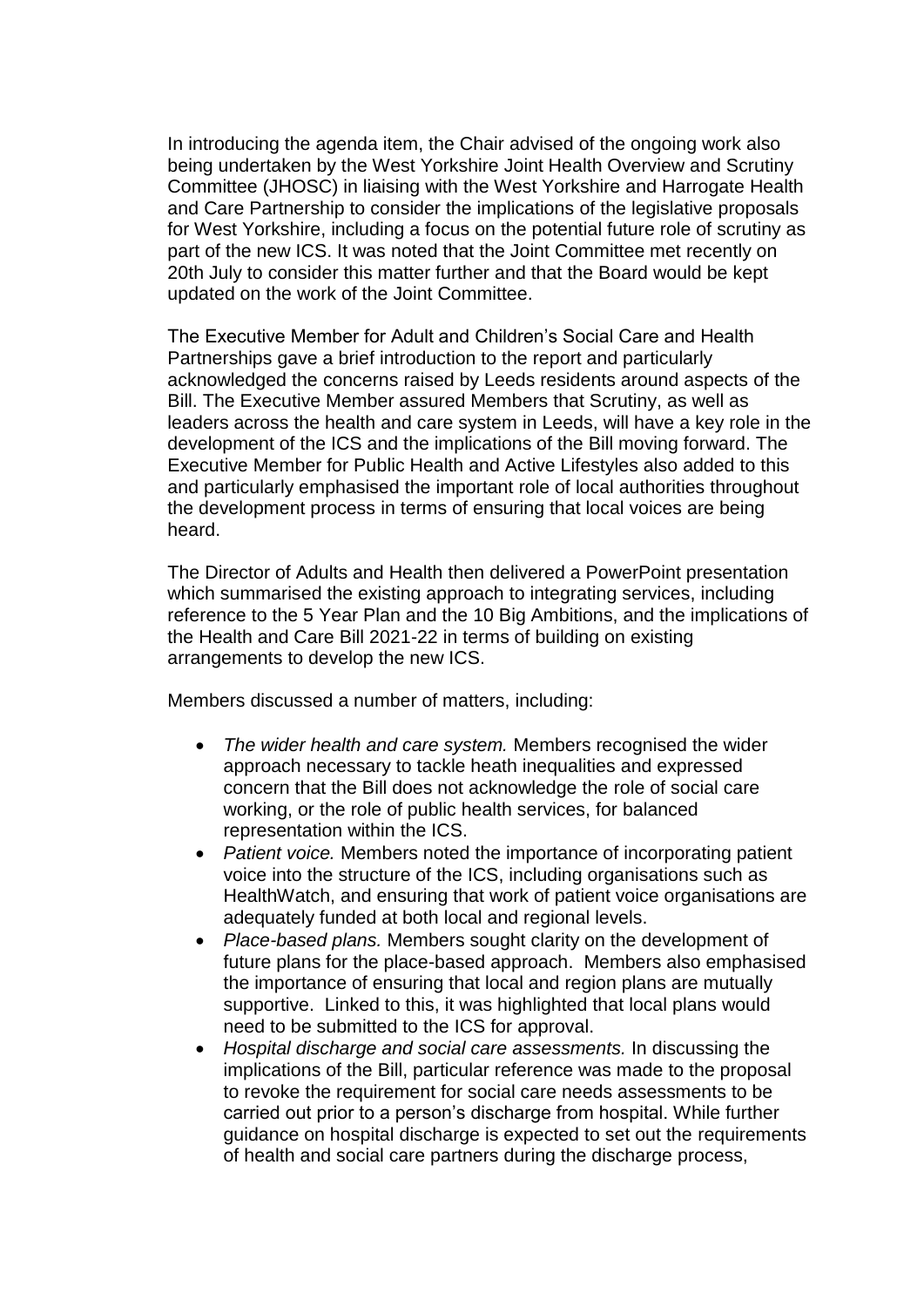In introducing the agenda item, the Chair advised of the ongoing work also being undertaken by the West Yorkshire Joint Health Overview and Scrutiny Committee (JHOSC) in liaising with the West Yorkshire and Harrogate Health and Care Partnership to consider the implications of the legislative proposals for West Yorkshire, including a focus on the potential future role of scrutiny as part of the new ICS. It was noted that the Joint Committee met recently on 20th July to consider this matter further and that the Board would be kept updated on the work of the Joint Committee.

The Executive Member for Adult and Children's Social Care and Health Partnerships gave a brief introduction to the report and particularly acknowledged the concerns raised by Leeds residents around aspects of the Bill. The Executive Member assured Members that Scrutiny, as well as leaders across the health and care system in Leeds, will have a key role in the development of the ICS and the implications of the Bill moving forward. The Executive Member for Public Health and Active Lifestyles also added to this and particularly emphasised the important role of local authorities throughout the development process in terms of ensuring that local voices are being heard.

The Director of Adults and Health then delivered a PowerPoint presentation which summarised the existing approach to integrating services, including reference to the 5 Year Plan and the 10 Big Ambitions, and the implications of the Health and Care Bill 2021-22 in terms of building on existing arrangements to develop the new ICS.

Members discussed a number of matters, including:

- *The wider health and care system.* Members recognised the wider approach necessary to tackle heath inequalities and expressed concern that the Bill does not acknowledge the role of social care working, or the role of public health services, for balanced representation within the ICS.
- *Patient voice.* Members noted the importance of incorporating patient voice into the structure of the ICS, including organisations such as HealthWatch, and ensuring that work of patient voice organisations are adequately funded at both local and regional levels.
- *Place-based plans.* Members sought clarity on the development of future plans for the place-based approach. Members also emphasised the importance of ensuring that local and region plans are mutually supportive. Linked to this, it was highlighted that local plans would need to be submitted to the ICS for approval.
- *Hospital discharge and social care assessments.* In discussing the implications of the Bill, particular reference was made to the proposal to revoke the requirement for social care needs assessments to be carried out prior to a person's discharge from hospital. While further guidance on hospital discharge is expected to set out the requirements of health and social care partners during the discharge process,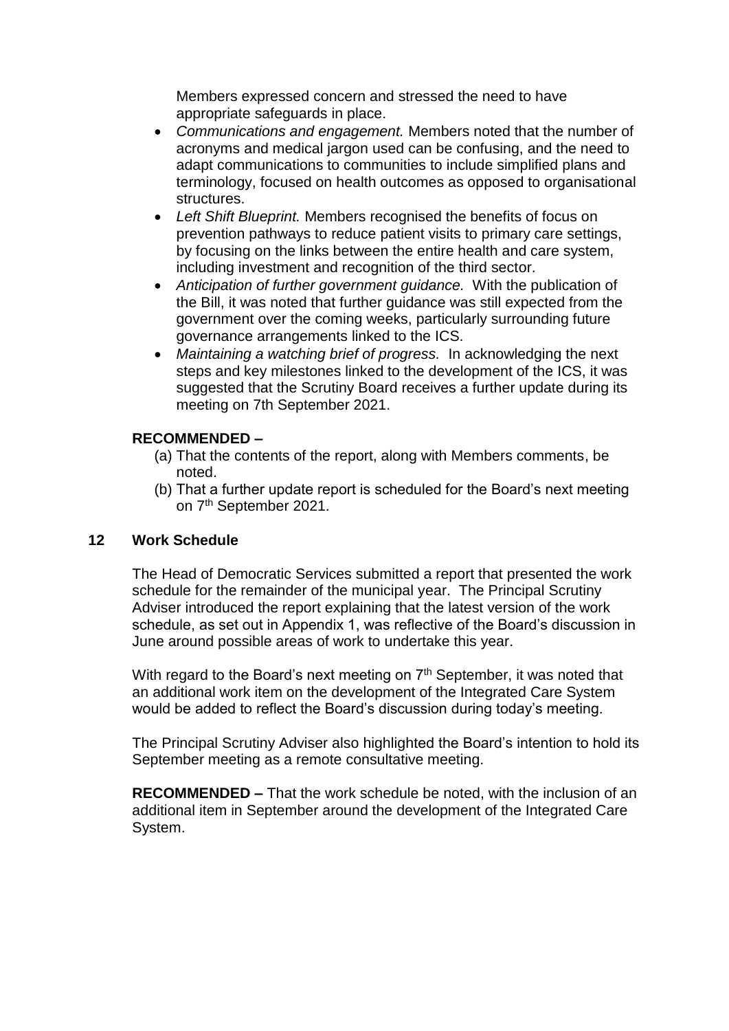Members expressed concern and stressed the need to have appropriate safeguards in place.

- *Communications and engagement.* Members noted that the number of acronyms and medical jargon used can be confusing, and the need to adapt communications to communities to include simplified plans and terminology, focused on health outcomes as opposed to organisational structures.
- *Left Shift Blueprint.* Members recognised the benefits of focus on prevention pathways to reduce patient visits to primary care settings, by focusing on the links between the entire health and care system, including investment and recognition of the third sector.
- *Anticipation of further government guidance.* With the publication of the Bill, it was noted that further guidance was still expected from the government over the coming weeks, particularly surrounding future governance arrangements linked to the ICS.
- *Maintaining a watching brief of progress.* In acknowledging the next steps and key milestones linked to the development of the ICS, it was suggested that the Scrutiny Board receives a further update during its meeting on 7th September 2021.

**RECOMMENDED –**

(a) That the contents of the report, along with Members comments, be noted.

(b) That a further update report is scheduled for the Board's next meeting on 7th September 2021.

## 12 Work Schedule

The Head of Democratic Services submitted a report that presented the work schedule for the remainder of the municipal year. The Principal Scrutiny Adviser introduced the report explaining that the latest version of the work schedule, as set out in Appendix 1, was reflective of the Board's discussion in June around possible areas of work to undertake this year.

With regard to the Board's next meeting on 7th September, it was noted that an additional work item on the development of the Integrated Care System would be added to reflect the Board's discussion during today's meeting.

The Principal Scrutiny Adviser also highlighted the Board's intention to hold its September meeting as a remote consultative meeting.

**RECOMMENDED –** That the work schedule be noted, with the inclusion of an additional item in September around the development of the Integrated Care System.